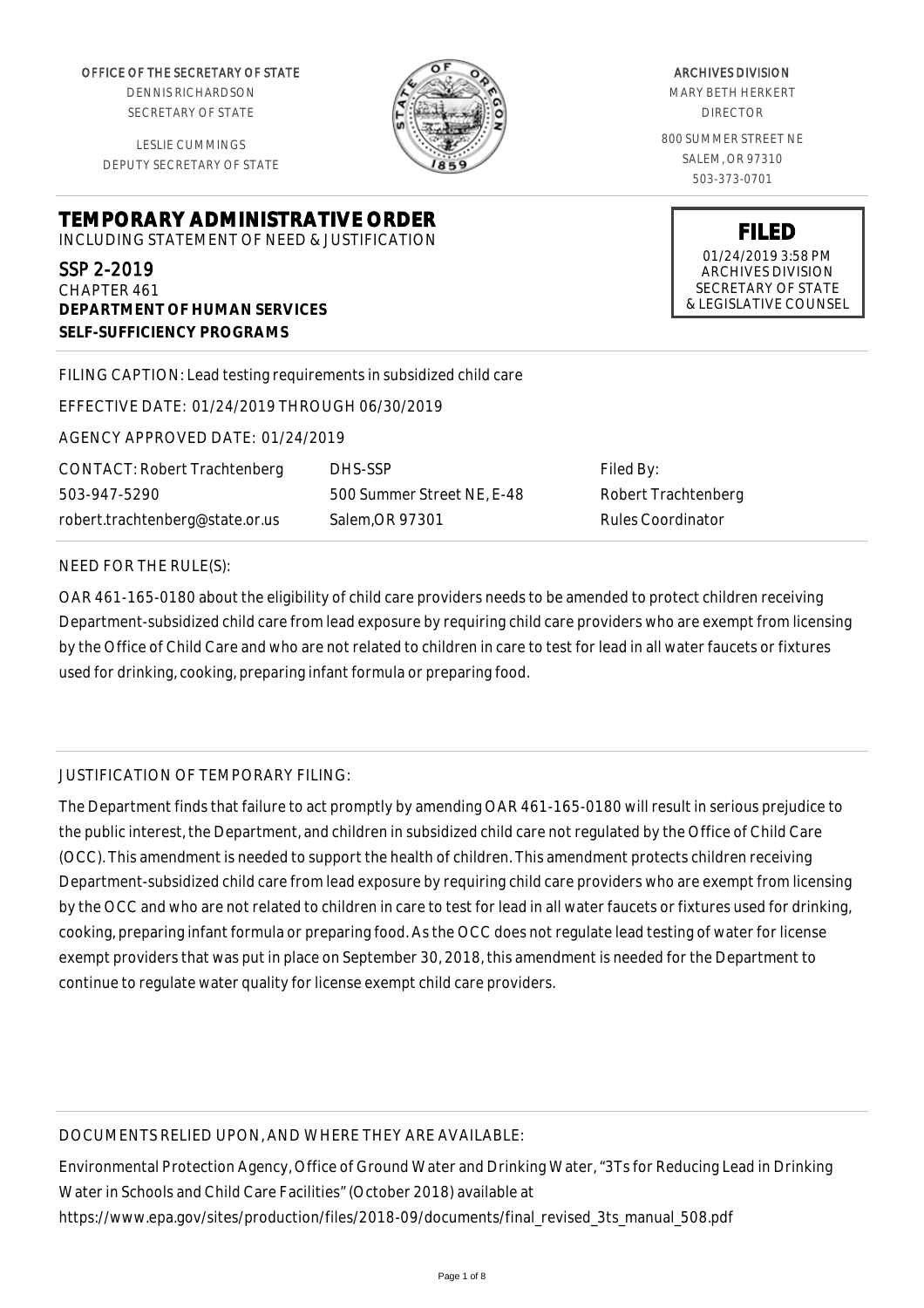OFFICE OF THE SECRETARY OF STATE
DENNIS RICHARDSON
SECRETARY OF STATE

LESLIE CUMMINGS
DEPUTY SECRETARY OF STATE

ARCHIVES DIVISION
MARY BETH HERKERT
DIRECTOR

800 SUMMER STREET NE
SALEM, OR 97310
503-373-0701

**FILED**
01/24/2019 3:58 PM
ARCHIVES DIVISION
SECRETARY OF STATE
& LEGISLATIVE COUNSEL

# TEMPORARY ADMINISTRATIVE ORDER

INCLUDING STATEMENT OF NEED & JUSTIFICATION

SSP 2-2019
CHAPTER 461
**DEPARTMENT OF HUMAN SERVICES**
**SELF-SUFFICIENCY PROGRAMS**

FILING CAPTION: Lead testing requirements in subsidized child care

EFFECTIVE DATE: 01/24/2019 THROUGH 06/30/2019

AGENCY APPROVED DATE: 01/24/2019

CONTACT: Robert Trachtenberg
503-947-5290
robert.trachtenberg@state.or.us

DHS-SSP
500 Summer Street NE, E-48
Salem,OR 97301

Filed By:
Robert Trachtenberg
Rules Coordinator

NEED FOR THE RULE(S):

OAR 461-165-0180 about the eligibility of child care providers needs to be amended to protect children receiving Department-subsidized child care from lead exposure by requiring child care providers who are exempt from licensing by the Office of Child Care and who are not related to children in care to test for lead in all water faucets or fixtures used for drinking, cooking, preparing infant formula or preparing food.

JUSTIFICATION OF TEMPORARY FILING:

The Department finds that failure to act promptly by amending OAR 461-165-0180 will result in serious prejudice to the public interest, the Department, and children in subsidized child care not regulated by the Office of Child Care (OCC). This amendment is needed to support the health of children. This amendment protects children receiving Department-subsidized child care from lead exposure by requiring child care providers who are exempt from licensing by the OCC and who are not related to children in care to test for lead in all water faucets or fixtures used for drinking, cooking, preparing infant formula or preparing food. As the OCC does not regulate lead testing of water for license exempt providers that was put in place on September 30, 2018, this amendment is needed for the Department to continue to regulate water quality for license exempt child care providers.

DOCUMENTS RELIED UPON, AND WHERE THEY ARE AVAILABLE:

Environmental Protection Agency, Office of Ground Water and Drinking Water, "3Ts for Reducing Lead in Drinking Water in Schools and Child Care Facilities" (October 2018) available at https://www.epa.gov/sites/production/files/2018-09/documents/final_revised_3ts_manual_508.pdf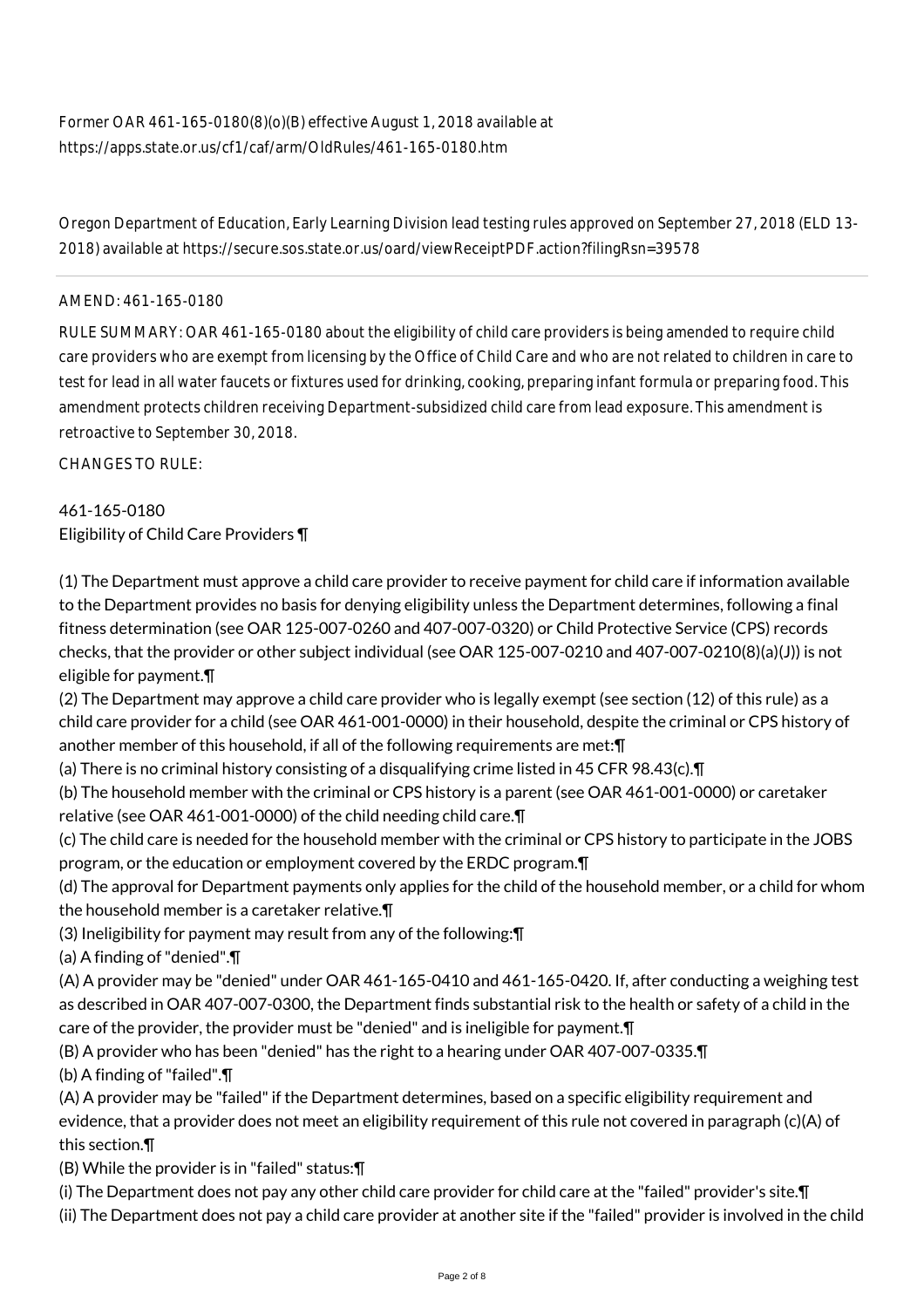Former OAR 461-165-0180(8)(o)(B) effective August 1, 2018 available at https://apps.state.or.us/cf1/caf/arm/OldRules/461-165-0180.htm

Oregon Department of Education, Early Learning Division lead testing rules approved on September 27, 2018 (ELD 13-2018) available at https://secure.sos.state.or.us/oard/viewReceiptPDF.action?filingRsn=39578

---

AMEND: 461-165-0180

RULE SUMMARY: OAR 461-165-0180 about the eligibility of child care providers is being amended to require child care providers who are exempt from licensing by the Office of Child Care and who are not related to children in care to test for lead in all water faucets or fixtures used for drinking, cooking, preparing infant formula or preparing food. This amendment protects children receiving Department-subsidized child care from lead exposure. This amendment is retroactive to September 30, 2018.

CHANGES TO RULE:

461-165-0180
Eligibility of Child Care Providers ¶

(1) The Department must approve a child care provider to receive payment for child care if information available to the Department provides no basis for denying eligibility unless the Department determines, following a final fitness determination (see OAR 125-007-0260 and 407-007-0320) or Child Protective Service (CPS) records checks, that the provider or other subject individual (see OAR 125-007-0210 and 407-007-0210(8)(a)(J)) is not eligible for payment.¶
(2) The Department may approve a child care provider who is legally exempt (see section (12) of this rule) as a child care provider for a child (see OAR 461-001-0000) in their household, despite the criminal or CPS history of another member of this household, if all of the following requirements are met:¶
(a) There is no criminal history consisting of a disqualifying crime listed in 45 CFR 98.43(c).¶
(b) The household member with the criminal or CPS history is a parent (see OAR 461-001-0000) or caretaker relative (see OAR 461-001-0000) of the child needing child care.¶
(c) The child care is needed for the household member with the criminal or CPS history to participate in the JOBS program, or the education or employment covered by the ERDC program.¶
(d) The approval for Department payments only applies for the child of the household member, or a child for whom the household member is a caretaker relative.¶
(3) Ineligibility for payment may result from any of the following:¶
(a) A finding of "denied".¶
(A) A provider may be "denied" under OAR 461-165-0410 and 461-165-0420. If, after conducting a weighing test as described in OAR 407-007-0300, the Department finds substantial risk to the health or safety of a child in the care of the provider, the provider must be "denied" and is ineligible for payment.¶
(B) A provider who has been "denied" has the right to a hearing under OAR 407-007-0335.¶
(b) A finding of "failed".¶
(A) A provider may be "failed" if the Department determines, based on a specific eligibility requirement and evidence, that a provider does not meet an eligibility requirement of this rule not covered in paragraph (c)(A) of this section.¶
(B) While the provider is in "failed" status:¶
(i) The Department does not pay any other child care provider for child care at the "failed" provider's site.¶
(ii) The Department does not pay a child care provider at another site if the "failed" provider is involved in the child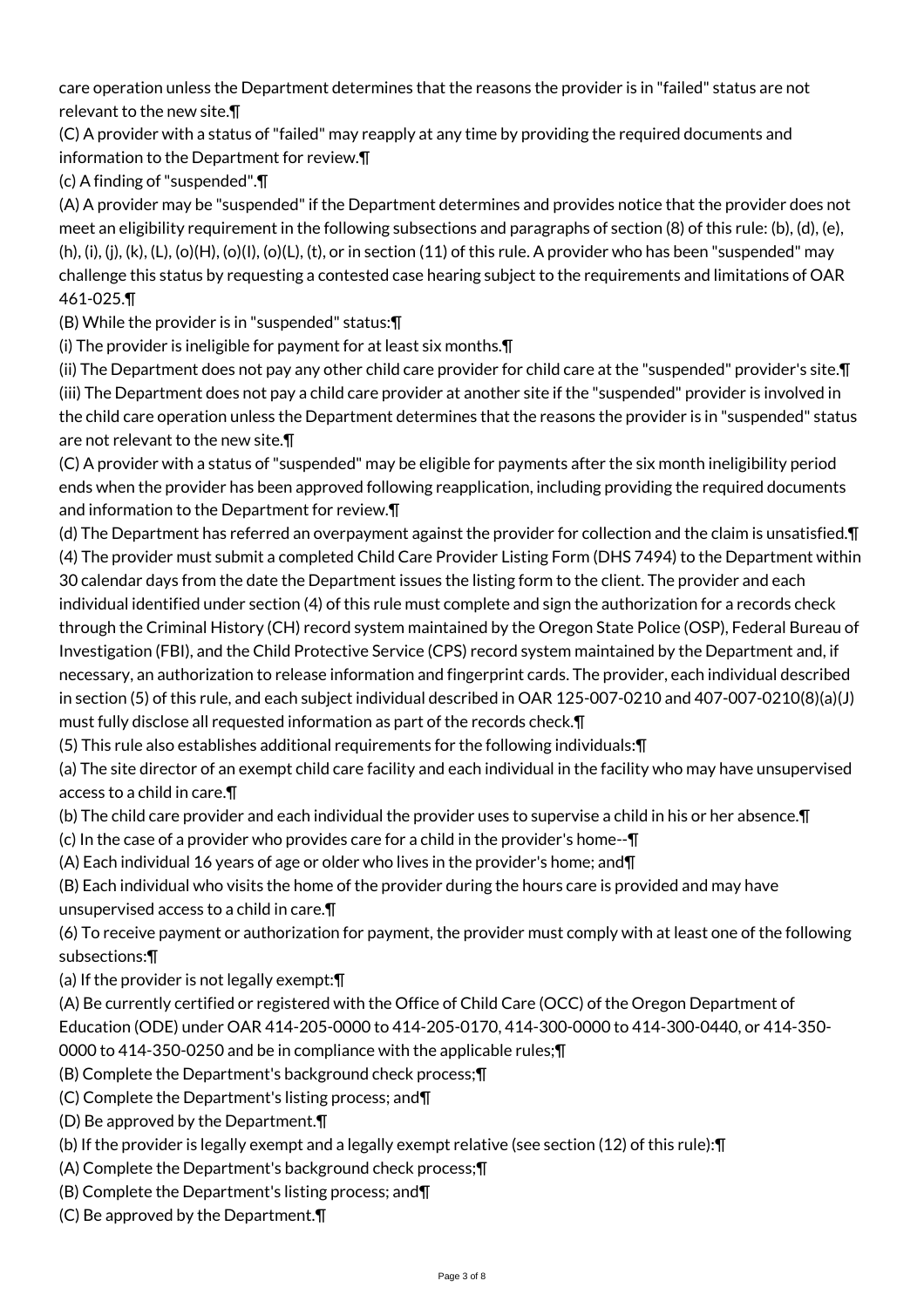care operation unless the Department determines that the reasons the provider is in "failed" status are not relevant to the new site.¶

(C) A provider with a status of "failed" may reapply at any time by providing the required documents and information to the Department for review.¶

(c) A finding of "suspended".¶

(A) A provider may be "suspended" if the Department determines and provides notice that the provider does not meet an eligibility requirement in the following subsections and paragraphs of section (8) of this rule: (b), (d), (e), (h), (i), (j), (k), (L), (o)(H), (o)(I), (o)(L), (t), or in section (11) of this rule. A provider who has been "suspended" may challenge this status by requesting a contested case hearing subject to the requirements and limitations of OAR 461-025.¶

(B) While the provider is in "suspended" status:¶

(i) The provider is ineligible for payment for at least six months.¶

(ii) The Department does not pay any other child care provider for child care at the "suspended" provider's site.¶

(iii) The Department does not pay a child care provider at another site if the "suspended" provider is involved in the child care operation unless the Department determines that the reasons the provider is in "suspended" status are not relevant to the new site.¶

(C) A provider with a status of "suspended" may be eligible for payments after the six month ineligibility period ends when the provider has been approved following reapplication, including providing the required documents and information to the Department for review.¶

(d) The Department has referred an overpayment against the provider for collection and the claim is unsatisfied.¶

(4) The provider must submit a completed Child Care Provider Listing Form (DHS 7494) to the Department within 30 calendar days from the date the Department issues the listing form to the client. The provider and each individual identified under section (4) of this rule must complete and sign the authorization for a records check through the Criminal History (CH) record system maintained by the Oregon State Police (OSP), Federal Bureau of Investigation (FBI), and the Child Protective Service (CPS) record system maintained by the Department and, if necessary, an authorization to release information and fingerprint cards. The provider, each individual described in section (5) of this rule, and each subject individual described in OAR 125-007-0210 and 407-007-0210(8)(a)(J) must fully disclose all requested information as part of the records check.¶

(5) This rule also establishes additional requirements for the following individuals:¶

(a) The site director of an exempt child care facility and each individual in the facility who may have unsupervised access to a child in care.¶

(b) The child care provider and each individual the provider uses to supervise a child in his or her absence.¶

(c) In the case of a provider who provides care for a child in the provider's home--¶

(A) Each individual 16 years of age or older who lives in the provider's home; and¶

(B) Each individual who visits the home of the provider during the hours care is provided and may have unsupervised access to a child in care.¶

(6) To receive payment or authorization for payment, the provider must comply with at least one of the following subsections:¶

(a) If the provider is not legally exempt:¶

(A) Be currently certified or registered with the Office of Child Care (OCC) of the Oregon Department of Education (ODE) under OAR 414-205-0000 to 414-205-0170, 414-300-0000 to 414-300-0440, or 414-350-0000 to 414-350-0250 and be in compliance with the applicable rules;¶

(B) Complete the Department's background check process;¶

(C) Complete the Department's listing process; and¶

(D) Be approved by the Department.¶

(b) If the provider is legally exempt and a legally exempt relative (see section (12) of this rule):¶

(A) Complete the Department's background check process;¶

(B) Complete the Department's listing process; and¶

(C) Be approved by the Department.¶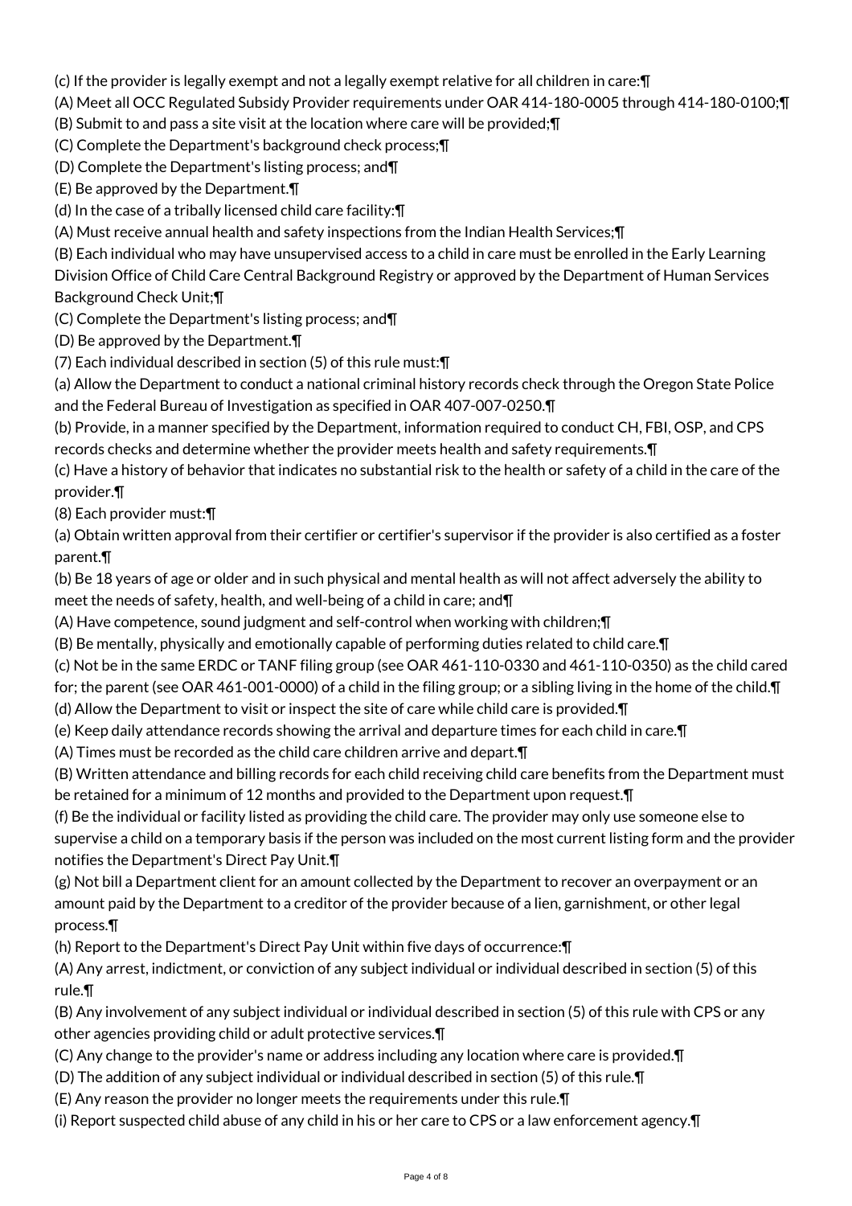(c) If the provider is legally exempt and not a legally exempt relative for all children in care:¶

(A) Meet all OCC Regulated Subsidy Provider requirements under OAR 414-180-0005 through 414-180-0100;¶

(B) Submit to and pass a site visit at the location where care will be provided;¶

(C) Complete the Department's background check process;¶

(D) Complete the Department's listing process; and¶

(E) Be approved by the Department.¶

(d) In the case of a tribally licensed child care facility:¶

(A) Must receive annual health and safety inspections from the Indian Health Services;¶

(B) Each individual who may have unsupervised access to a child in care must be enrolled in the Early Learning Division Office of Child Care Central Background Registry or approved by the Department of Human Services Background Check Unit;¶

(C) Complete the Department's listing process; and¶

(D) Be approved by the Department.¶

(7) Each individual described in section (5) of this rule must:¶

(a) Allow the Department to conduct a national criminal history records check through the Oregon State Police and the Federal Bureau of Investigation as specified in OAR 407-007-0250.¶

(b) Provide, in a manner specified by the Department, information required to conduct CH, FBI, OSP, and CPS records checks and determine whether the provider meets health and safety requirements.¶

(c) Have a history of behavior that indicates no substantial risk to the health or safety of a child in the care of the provider.¶

(8) Each provider must:¶

(a) Obtain written approval from their certifier or certifier's supervisor if the provider is also certified as a foster parent.¶

(b) Be 18 years of age or older and in such physical and mental health as will not affect adversely the ability to meet the needs of safety, health, and well-being of a child in care; and¶

(A) Have competence, sound judgment and self-control when working with children;¶

(B) Be mentally, physically and emotionally capable of performing duties related to child care.¶

(c) Not be in the same ERDC or TANF filing group (see OAR 461-110-0330 and 461-110-0350) as the child cared for; the parent (see OAR 461-001-0000) of a child in the filing group; or a sibling living in the home of the child.¶

(d) Allow the Department to visit or inspect the site of care while child care is provided.¶

(e) Keep daily attendance records showing the arrival and departure times for each child in care.¶

(A) Times must be recorded as the child care children arrive and depart.¶

(B) Written attendance and billing records for each child receiving child care benefits from the Department must be retained for a minimum of 12 months and provided to the Department upon request.¶

(f) Be the individual or facility listed as providing the child care. The provider may only use someone else to supervise a child on a temporary basis if the person was included on the most current listing form and the provider notifies the Department's Direct Pay Unit.¶

(g) Not bill a Department client for an amount collected by the Department to recover an overpayment or an amount paid by the Department to a creditor of the provider because of a lien, garnishment, or other legal process.¶

(h) Report to the Department's Direct Pay Unit within five days of occurrence:¶

(A) Any arrest, indictment, or conviction of any subject individual or individual described in section (5) of this rule.¶

(B) Any involvement of any subject individual or individual described in section (5) of this rule with CPS or any other agencies providing child or adult protective services.¶

(C) Any change to the provider's name or address including any location where care is provided.¶

(D) The addition of any subject individual or individual described in section (5) of this rule.¶

(E) Any reason the provider no longer meets the requirements under this rule.¶

(i) Report suspected child abuse of any child in his or her care to CPS or a law enforcement agency.¶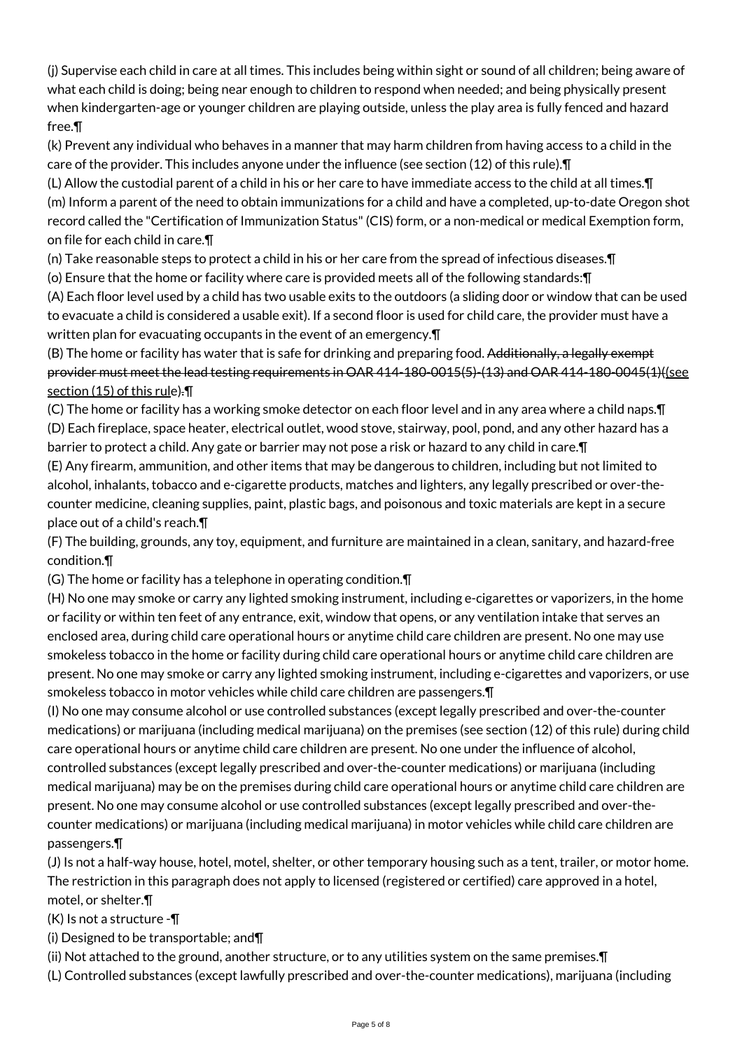(j) Supervise each child in care at all times. This includes being within sight or sound of all children; being aware of what each child is doing; being near enough to children to respond when needed; and being physically present when kindergarten-age or younger children are playing outside, unless the play area is fully fenced and hazard free.¶

(k) Prevent any individual who behaves in a manner that may harm children from having access to a child in the care of the provider. This includes anyone under the influence (see section (12) of this rule).¶

(L) Allow the custodial parent of a child in his or her care to have immediate access to the child at all times.¶

(m) Inform a parent of the need to obtain immunizations for a child and have a completed, up-to-date Oregon shot record called the "Certification of Immunization Status" (CIS) form, or a non-medical or medical Exemption form, on file for each child in care.¶

(n) Take reasonable steps to protect a child in his or her care from the spread of infectious diseases.¶

(o) Ensure that the home or facility where care is provided meets all of the following standards:¶

(A) Each floor level used by a child has two usable exits to the outdoors (a sliding door or window that can be used to evacuate a child is considered a usable exit). If a second floor is used for child care, the provider must have a written plan for evacuating occupants in the event of an emergency.¶

(B) The home or facility has water that is safe for drinking and preparing food. ~~Additionally, a legally exempt provider must meet the lead testing requirements in OAR 414-180-0015(5)-(13) and OAR 414-180-0045(1)~~(see section (15) of this rule)~~.~~¶

(C) The home or facility has a working smoke detector on each floor level and in any area where a child naps.¶

(D) Each fireplace, space heater, electrical outlet, wood stove, stairway, pool, pond, and any other hazard has a barrier to protect a child. Any gate or barrier may not pose a risk or hazard to any child in care.¶

(E) Any firearm, ammunition, and other items that may be dangerous to children, including but not limited to alcohol, inhalants, tobacco and e-cigarette products, matches and lighters, any legally prescribed or over-the-counter medicine, cleaning supplies, paint, plastic bags, and poisonous and toxic materials are kept in a secure place out of a child's reach.¶

(F) The building, grounds, any toy, equipment, and furniture are maintained in a clean, sanitary, and hazard-free condition.¶

(G) The home or facility has a telephone in operating condition.¶

(H) No one may smoke or carry any lighted smoking instrument, including e-cigarettes or vaporizers, in the home or facility or within ten feet of any entrance, exit, window that opens, or any ventilation intake that serves an enclosed area, during child care operational hours or anytime child care children are present. No one may use smokeless tobacco in the home or facility during child care operational hours or anytime child care children are present. No one may smoke or carry any lighted smoking instrument, including e-cigarettes and vaporizers, or use smokeless tobacco in motor vehicles while child care children are passengers.¶

(I) No one may consume alcohol or use controlled substances (except legally prescribed and over-the-counter medications) or marijuana (including medical marijuana) on the premises (see section (12) of this rule) during child care operational hours or anytime child care children are present. No one under the influence of alcohol, controlled substances (except legally prescribed and over-the-counter medications) or marijuana (including medical marijuana) may be on the premises during child care operational hours or anytime child care children are present. No one may consume alcohol or use controlled substances (except legally prescribed and over-the-counter medications) or marijuana (including medical marijuana) in motor vehicles while child care children are passengers.¶

(J) Is not a half-way house, hotel, motel, shelter, or other temporary housing such as a tent, trailer, or motor home. The restriction in this paragraph does not apply to licensed (registered or certified) care approved in a hotel, motel, or shelter.¶

(K) Is not a structure -¶

(i) Designed to be transportable; and¶

(ii) Not attached to the ground, another structure, or to any utilities system on the same premises.¶

(L) Controlled substances (except lawfully prescribed and over-the-counter medications), marijuana (including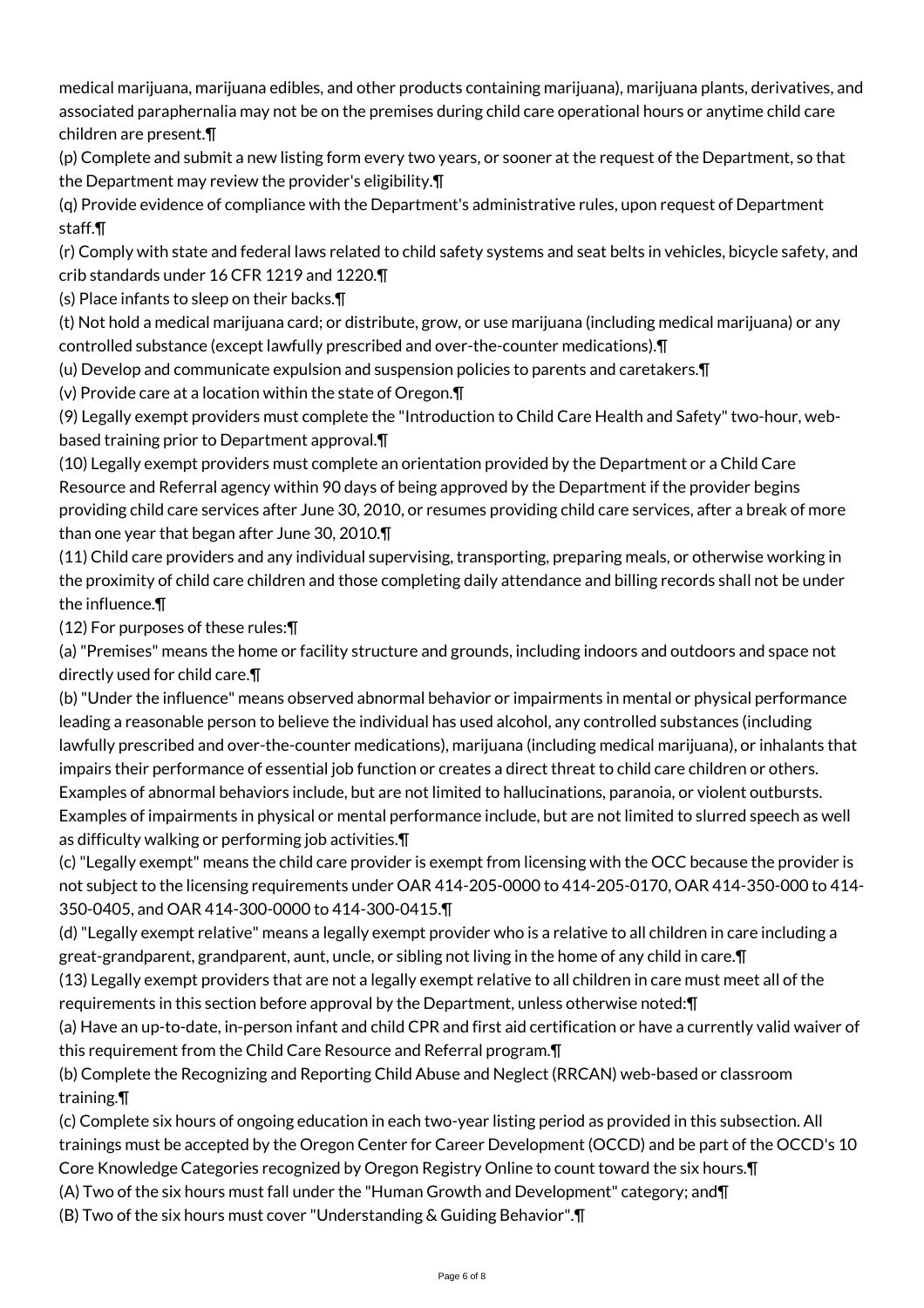medical marijuana, marijuana edibles, and other products containing marijuana), marijuana plants, derivatives, and associated paraphernalia may not be on the premises during child care operational hours or anytime child care children are present.¶

(p) Complete and submit a new listing form every two years, or sooner at the request of the Department, so that the Department may review the provider's eligibility.¶

(q) Provide evidence of compliance with the Department's administrative rules, upon request of Department staff.¶

(r) Comply with state and federal laws related to child safety systems and seat belts in vehicles, bicycle safety, and crib standards under 16 CFR 1219 and 1220.¶

(s) Place infants to sleep on their backs.¶

(t) Not hold a medical marijuana card; or distribute, grow, or use marijuana (including medical marijuana) or any controlled substance (except lawfully prescribed and over-the-counter medications).¶

(u) Develop and communicate expulsion and suspension policies to parents and caretakers.¶

(v) Provide care at a location within the state of Oregon.¶

(9) Legally exempt providers must complete the "Introduction to Child Care Health and Safety" two-hour, web-based training prior to Department approval.¶

(10) Legally exempt providers must complete an orientation provided by the Department or a Child Care Resource and Referral agency within 90 days of being approved by the Department if the provider begins providing child care services after June 30, 2010, or resumes providing child care services, after a break of more than one year that began after June 30, 2010.¶

(11) Child care providers and any individual supervising, transporting, preparing meals, or otherwise working in the proximity of child care children and those completing daily attendance and billing records shall not be under the influence.¶

(12) For purposes of these rules:¶

(a) "Premises" means the home or facility structure and grounds, including indoors and outdoors and space not directly used for child care.¶

(b) "Under the influence" means observed abnormal behavior or impairments in mental or physical performance leading a reasonable person to believe the individual has used alcohol, any controlled substances (including lawfully prescribed and over-the-counter medications), marijuana (including medical marijuana), or inhalants that impairs their performance of essential job function or creates a direct threat to child care children or others. Examples of abnormal behaviors include, but are not limited to hallucinations, paranoia, or violent outbursts. Examples of impairments in physical or mental performance include, but are not limited to slurred speech as well as difficulty walking or performing job activities.¶

(c) "Legally exempt" means the child care provider is exempt from licensing with the OCC because the provider is not subject to the licensing requirements under OAR 414-205-0000 to 414-205-0170, OAR 414-350-000 to 414-350-0405, and OAR 414-300-0000 to 414-300-0415.¶

(d) "Legally exempt relative" means a legally exempt provider who is a relative to all children in care including a great-grandparent, grandparent, aunt, uncle, or sibling not living in the home of any child in care.¶

(13) Legally exempt providers that are not a legally exempt relative to all children in care must meet all of the requirements in this section before approval by the Department, unless otherwise noted:¶

(a) Have an up-to-date, in-person infant and child CPR and first aid certification or have a currently valid waiver of this requirement from the Child Care Resource and Referral program.¶

(b) Complete the Recognizing and Reporting Child Abuse and Neglect (RRCAN) web-based or classroom training.¶

(c) Complete six hours of ongoing education in each two-year listing period as provided in this subsection. All trainings must be accepted by the Oregon Center for Career Development (OCCD) and be part of the OCCD's 10 Core Knowledge Categories recognized by Oregon Registry Online to count toward the six hours.¶

(A) Two of the six hours must fall under the "Human Growth and Development" category; and¶

(B) Two of the six hours must cover "Understanding & Guiding Behavior".¶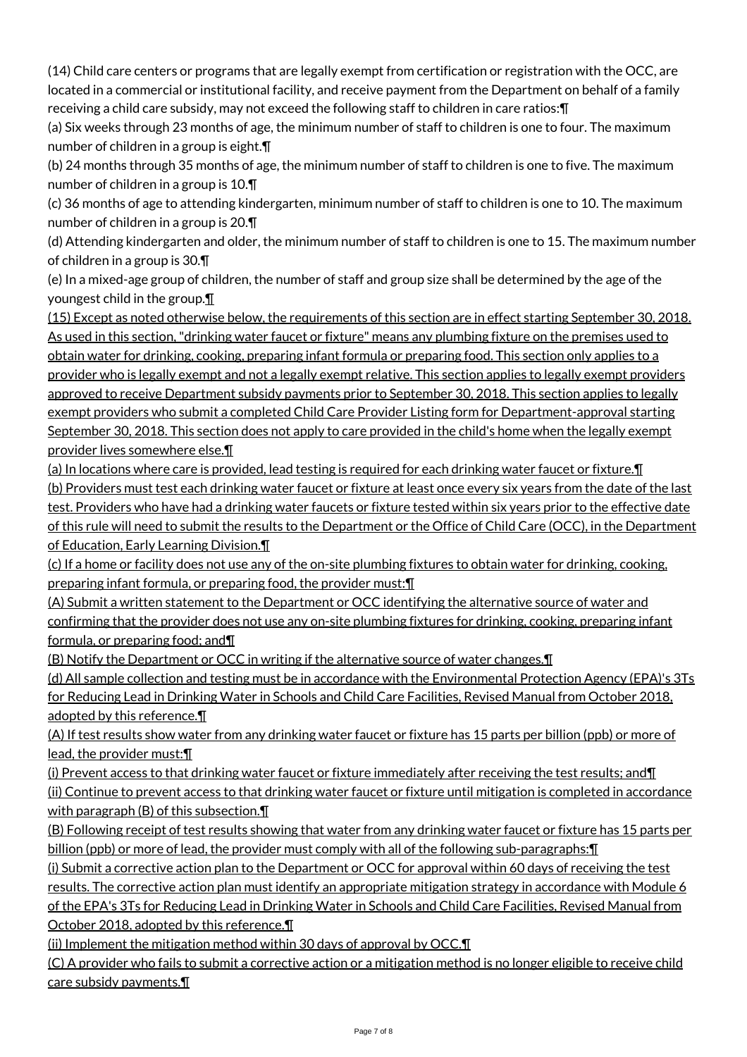(14) Child care centers or programs that are legally exempt from certification or registration with the OCC, are located in a commercial or institutional facility, and receive payment from the Department on behalf of a family receiving a child care subsidy, may not exceed the following staff to children in care ratios:¶

(a) Six weeks through 23 months of age, the minimum number of staff to children is one to four. The maximum number of children in a group is eight.¶

(b) 24 months through 35 months of age, the minimum number of staff to children is one to five. The maximum number of children in a group is 10.¶

(c) 36 months of age to attending kindergarten, minimum number of staff to children is one to 10. The maximum number of children in a group is 20.¶

(d) Attending kindergarten and older, the minimum number of staff to children is one to 15. The maximum number of children in a group is 30.¶

(e) In a mixed-age group of children, the number of staff and group size shall be determined by the age of the youngest child in the group.¶

<u>(15) Except as noted otherwise below, the requirements of this section are in effect starting September 30, 2018. As used in this section, "drinking water faucet or fixture" means any plumbing fixture on the premises used to obtain water for drinking, cooking, preparing infant formula or preparing food. This section only applies to a provider who is legally exempt and not a legally exempt relative. This section applies to legally exempt providers approved to receive Department subsidy payments prior to September 30, 2018. This section applies to legally exempt providers who submit a completed Child Care Provider Listing form for Department-approval starting September 30, 2018. This section does not apply to care provided in the child's home when the legally exempt provider lives somewhere else.¶</u>

<u>(a) In locations where care is provided, lead testing is required for each drinking water faucet or fixture.¶</u>

<u>(b) Providers must test each drinking water faucet or fixture at least once every six years from the date of the last test. Providers who have had a drinking water faucets or fixture tested within six years prior to the effective date of this rule will need to submit the results to the Department or the Office of Child Care (OCC), in the Department of Education, Early Learning Division.¶</u>

<u>(c) If a home or facility does not use any of the on-site plumbing fixtures to obtain water for drinking, cooking, preparing infant formula, or preparing food, the provider must:¶</u>

<u>(A) Submit a written statement to the Department or OCC identifying the alternative source of water and confirming that the provider does not use any on-site plumbing fixtures for drinking, cooking, preparing infant formula, or preparing food; and¶</u>

<u>(B) Notify the Department or OCC in writing if the alternative source of water changes.¶</u>

<u>(d) All sample collection and testing must be in accordance with the Environmental Protection Agency (EPA)'s 3Ts for Reducing Lead in Drinking Water in Schools and Child Care Facilities, Revised Manual from October 2018, adopted by this reference.¶</u>

<u>(A) If test results show water from any drinking water faucet or fixture has 15 parts per billion (ppb) or more of lead, the provider must:¶</u>

<u>(i) Prevent access to that drinking water faucet or fixture immediately after receiving the test results; and¶</u>

<u>(ii) Continue to prevent access to that drinking water faucet or fixture until mitigation is completed in accordance with paragraph (B) of this subsection.¶</u>

<u>(B) Following receipt of test results showing that water from any drinking water faucet or fixture has 15 parts per billion (ppb) or more of lead, the provider must comply with all of the following sub-paragraphs:¶</u>

<u>(i) Submit a corrective action plan to the Department or OCC for approval within 60 days of receiving the test results. The corrective action plan must identify an appropriate mitigation strategy in accordance with Module 6 of the EPA's 3Ts for Reducing Lead in Drinking Water in Schools and Child Care Facilities, Revised Manual from October 2018, adopted by this reference.¶</u>

<u>(ii) Implement the mitigation method within 30 days of approval by OCC.¶</u>

<u>(C) A provider who fails to submit a corrective action or a mitigation method is no longer eligible to receive child care subsidy payments.¶</u>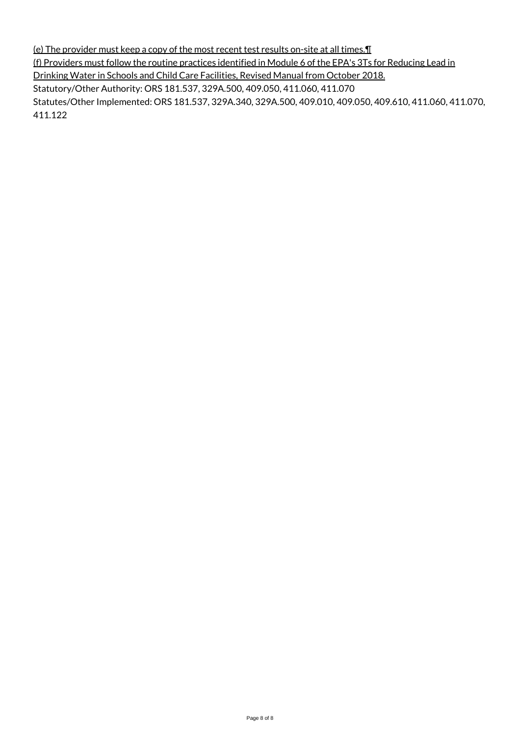(e) The provider must keep a copy of the most recent test results on-site at all times.¶

(f) Providers must follow the routine practices identified in Module 6 of the EPA's 3Ts for Reducing Lead in Drinking Water in Schools and Child Care Facilities, Revised Manual from October 2018.

Statutory/Other Authority: ORS 181.537, 329A.500, 409.050, 411.060, 411.070

Statutes/Other Implemented: ORS 181.537, 329A.340, 329A.500, 409.010, 409.050, 409.610, 411.060, 411.070, 411.122